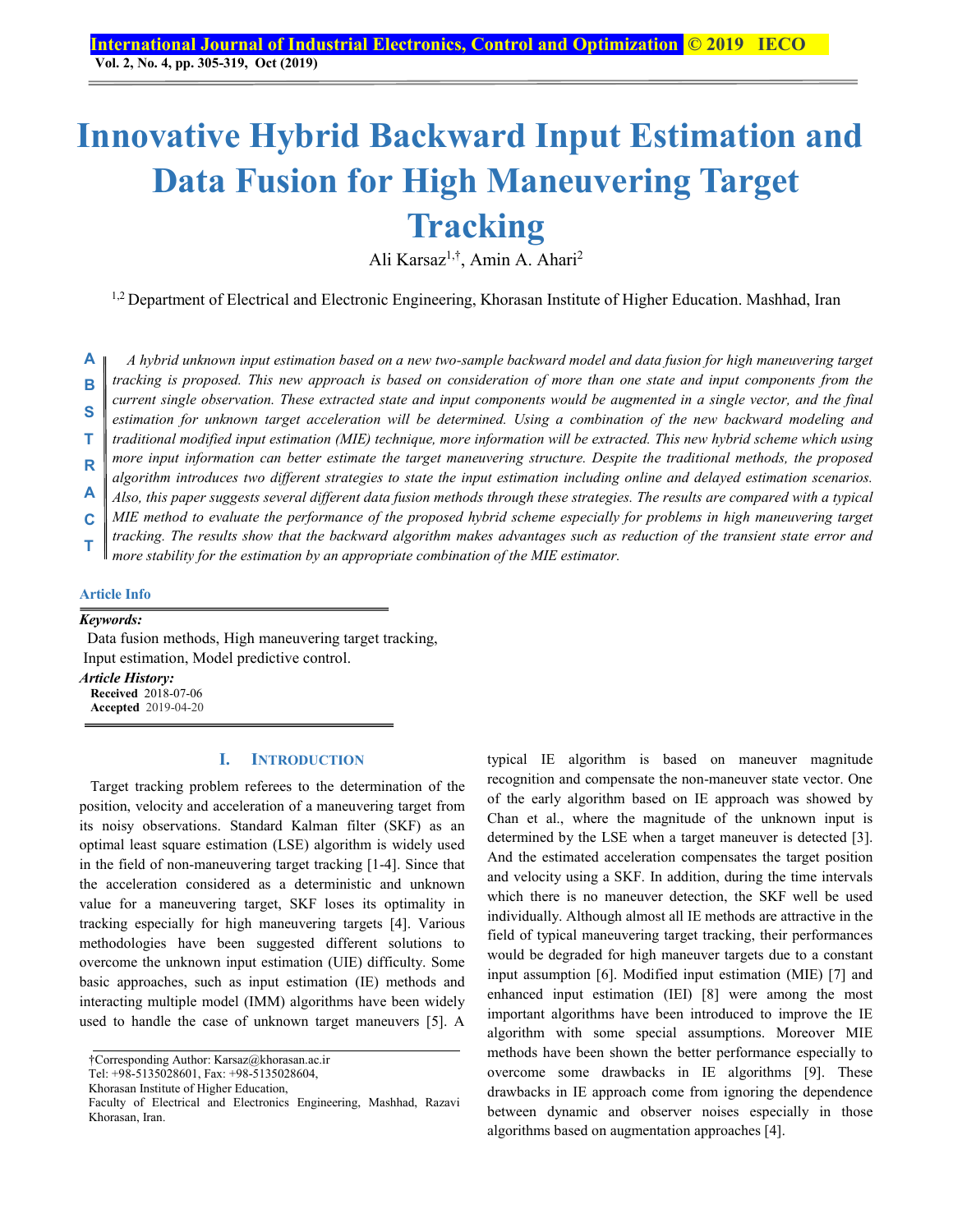# Innovative Hybrid Backward Input Estimation and Data Fusion for High Maneuvering Target Tracking

Ali Karsaz[1,†], Amin A. Ahari[2]

[1,2] Department of Electrical and Electronic Engineering, Khorasan Institute of Higher Education. Mashhad, Iran

**ABSTRACT**

*A hybrid unknown input estimation based on a new two-sample backward model and data fusion for high maneuvering target tracking is proposed. This new approach is based on consideration of more than one state and input components from the current single observation. These extracted state and input components would be augmented in a single vector, and the final estimation for unknown target acceleration will be determined. Using a combination of the new backward modeling and traditional modified input estimation (MIE) technique, more information will be extracted. This new hybrid scheme which using more input information can better estimate the target maneuvering structure. Despite the traditional methods, the proposed algorithm introduces two different strategies to state the input estimation including online and delayed estimation scenarios. Also, this paper suggests several different data fusion methods through these strategies. The results are compared with a typical MIE method to evaluate the performance of the proposed hybrid scheme especially for problems in high maneuvering target tracking. The results show that the backward algorithm makes advantages such as reduction of the transient state error and more stability for the estimation by an appropriate combination of the MIE estimator.*

**Article Info**

***Keywords:***

Data fusion methods, High maneuvering target tracking, Input estimation, Model predictive control.

***Article History:***

**Received** 2018-07-06

**Accepted** 2019-04-20

## I. Introduction

Target tracking problem referees to the determination of the position, velocity and acceleration of a maneuvering target from its noisy observations. Standard Kalman filter (SKF) as an optimal least square estimation (LSE) algorithm is widely used in the field of non-maneuvering target tracking [1-4]. Since that the acceleration considered as a deterministic and unknown value for a maneuvering target, SKF loses its optimality in tracking especially for high maneuvering targets [4]. Various methodologies have been suggested different solutions to overcome the unknown input estimation (UIE) difficulty. Some basic approaches, such as input estimation (IE) methods and interacting multiple model (IMM) algorithms have been widely used to handle the case of unknown target maneuvers [5]. A typical IE algorithm is based on maneuver magnitude recognition and compensate the non-maneuver state vector. One of the early algorithm based on IE approach was showed by Chan et al., where the magnitude of the unknown input is determined by the LSE when a target maneuver is detected [3]. And the estimated acceleration compensates the target position and velocity using a SKF. In addition, during the time intervals which there is no maneuver detection, the SKF well be used individually. Although almost all IE methods are attractive in the field of typical maneuvering target tracking, their performances would be degraded for high maneuver targets due to a constant input assumption [6]. Modified input estimation (MIE) [7] and enhanced input estimation (IEI) [8] were among the most important algorithms have been introduced to improve the IE algorithm with some special assumptions. Moreover MIE methods have been shown the better performance especially to overcome some drawbacks in IE algorithms [9]. These drawbacks in IE approach come from ignoring the dependence between dynamic and observer noises especially in those algorithms based on augmentation approaches [4].

†Corresponding Author: Karsaz@khorasan.ac.ir

Tel: +98-5135028601, Fax: +98-5135028604,

Khorasan Institute of Higher Education,

Faculty of Electrical and Electronics Engineering, Mashhad, Razavi Khorasan, Iran.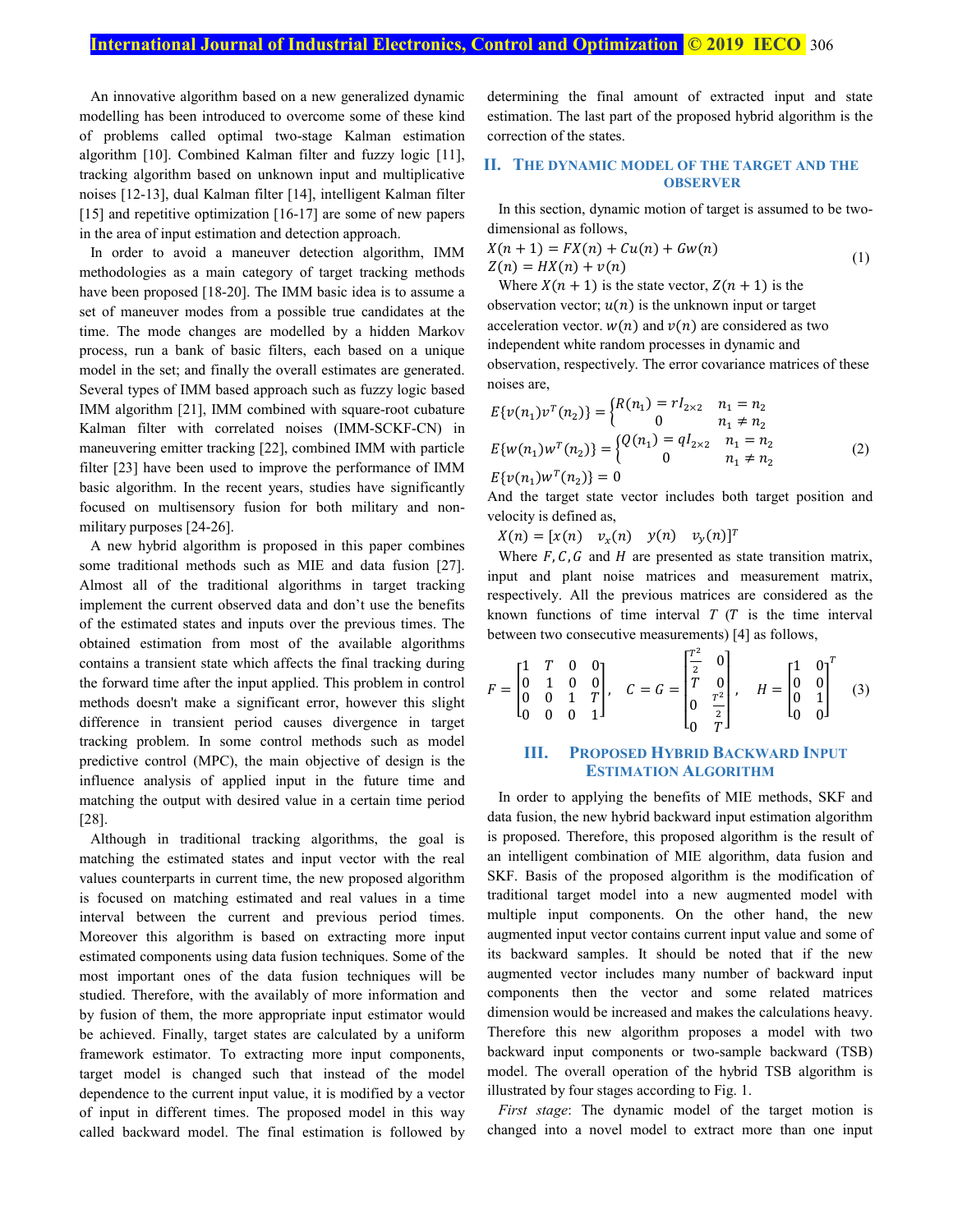An innovative algorithm based on a new generalized dynamic modelling has been introduced to overcome some of these kind of problems called optimal two-stage Kalman estimation algorithm [10]. Combined Kalman filter and fuzzy logic [11], tracking algorithm based on unknown input and multiplicative noises [12-13], dual Kalman filter [14], intelligent Kalman filter [15] and repetitive optimization [16-17] are some of new papers in the area of input estimation and detection approach.

In order to avoid a maneuver detection algorithm, IMM methodologies as a main category of target tracking methods have been proposed [18-20]. The IMM basic idea is to assume a set of maneuver modes from a possible true candidates at the time. The mode changes are modelled by a hidden Markov process, run a bank of basic filters, each based on a unique model in the set; and finally the overall estimates are generated. Several types of IMM based approach such as fuzzy logic based IMM algorithm [21], IMM combined with square-root cubature Kalman filter with correlated noises (IMM-SCKF-CN) in maneuvering emitter tracking [22], combined IMM with particle filter [23] have been used to improve the performance of IMM basic algorithm. In the recent years, studies have significantly focused on multisensory fusion for both military and non-military purposes [24-26].

A new hybrid algorithm is proposed in this paper combines some traditional methods such as MIE and data fusion [27]. Almost all of the traditional algorithms in target tracking implement the current observed data and don't use the benefits of the estimated states and inputs over the previous times. The obtained estimation from most of the available algorithms contains a transient state which affects the final tracking during the forward time after the input applied. This problem in control methods doesn't make a significant error, however this slight difference in transient period causes divergence in target tracking problem. In some control methods such as model predictive control (MPC), the main objective of design is the influence analysis of applied input in the future time and matching the output with desired value in a certain time period [28].

Although in traditional tracking algorithms, the goal is matching the estimated states and input vector with the real values counterparts in current time, the new proposed algorithm is focused on matching estimated and real values in a time interval between the current and previous period times. Moreover this algorithm is based on extracting more input estimated components using data fusion techniques. Some of the most important ones of the data fusion techniques will be studied. Therefore, with the availably of more information and by fusion of them, the more appropriate input estimator would be achieved. Finally, target states are calculated by a uniform framework estimator. To extracting more input components, target model is changed such that instead of the model dependence to the current input value, it is modified by a vector of input in different times. The proposed model in this way called backward model. The final estimation is followed by determining the final amount of extracted input and state estimation. The last part of the proposed hybrid algorithm is the correction of the states.

## II. The Dynamic Model of the Target and the Observer

In this section, dynamic motion of target is assumed to be two-dimensional as follows,

$$
\begin{aligned}
X(n+1) &= FX(n) + Cu(n) + Gw(n) \\
Z(n) &= HX(n) + v(n)
\end{aligned}
\tag{1}
$$

Where $X(n+1)$ is the state vector, $Z(n+1)$ is the observation vector; $u(n)$ is the unknown input or target acceleration vector. $w(n)$ and $v(n)$ are considered as two independent white random processes in dynamic and observation, respectively. The error covariance matrices of these noises are,

$$
\begin{aligned}
E\{v(n_1)v^T(n_2)\} &= \begin{cases} R(n_1) = rI_{2\times 2} & n_1 = n_2 \\ 0 & n_1 \neq n_2 \end{cases} \\
E\{w(n_1)w^T(n_2)\} &= \begin{cases} Q(n_1) = qI_{2\times 2} & n_1 = n_2 \\ 0 & n_1 \neq n_2 \end{cases} \\
E\{v(n_1)w^T(n_2)\} &= 0
\end{aligned}
\tag{2}
$$

And the target state vector includes both target position and velocity is defined as,

$$X(n) = [x(n) \quad v_x(n) \quad y(n) \quad v_y(n)]^T$$

Where $F, C, G$ and $H$ are presented as state transition matrix, input and plant noise matrices and measurement matrix, respectively. All the previous matrices are considered as the known functions of time interval $T$ ($T$ is the time interval between two consecutive measurements) [4] as follows,

$$
F = \begin{bmatrix} 1 & T & 0 & 0 \\ 0 & 1 & 0 & 0 \\ 0 & 0 & 1 & T \\ 0 & 0 & 0 & 1 \end{bmatrix}, \quad
C = G = \begin{bmatrix} \frac{T^2}{2} & 0 \\ T & 0 \\ 0 & \frac{T^2}{2} \\ 0 & T \end{bmatrix}, \quad
H = \begin{bmatrix} 1 & 0 \\ 0 & 0 \\ 0 & 1 \\ 0 & 0 \end{bmatrix}^T
\tag{3}
$$

## III. Proposed Hybrid Backward Input Estimation Algorithm

In order to applying the benefits of MIE methods, SKF and data fusion, the new hybrid backward input estimation algorithm is proposed. Therefore, this proposed algorithm is the result of an intelligent combination of MIE algorithm, data fusion and SKF. Basis of the proposed algorithm is the modification of traditional target model into a new augmented model with multiple input components. On the other hand, the new augmented input vector contains current input value and some of its backward samples. It should be noted that if the new augmented vector includes many number of backward input components then the vector and some related matrices dimension would be increased and makes the calculations heavy. Therefore this new algorithm proposes a model with two backward input components or two-sample backward (TSB) model. The overall operation of the hybrid TSB algorithm is illustrated by four stages according to Fig. 1.

*First stage*: The dynamic model of the target motion is changed into a novel model to extract more than one input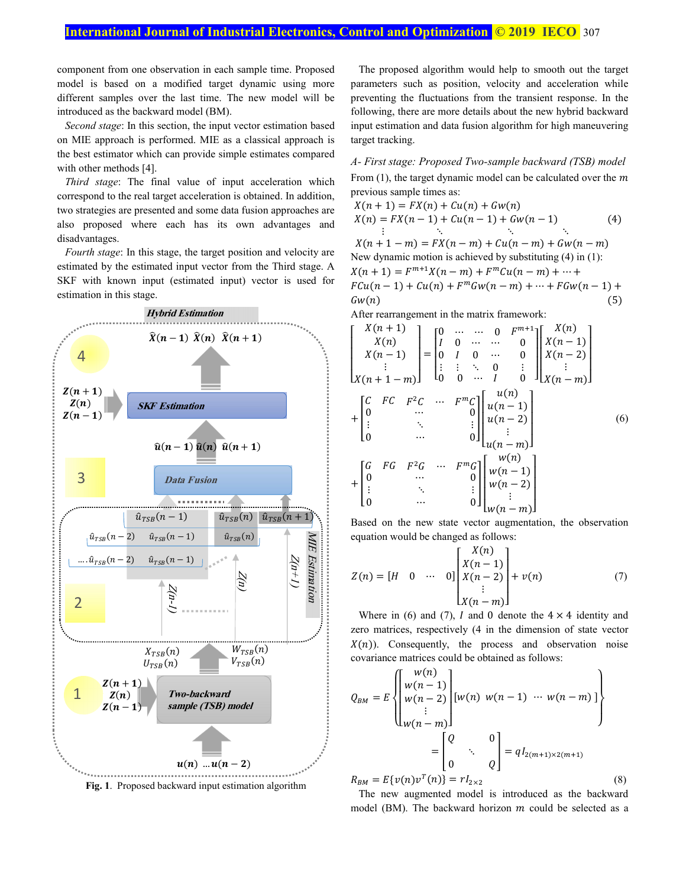component from one observation in each sample time. Proposed model is based on a modified target dynamic using more different samples over the last time. The new model will be introduced as the backward model (BM).

*Second stage*: In this section, the input vector estimation based on MIE approach is performed. MIE as a classical approach is the best estimator which can provide simple estimates compared with other methods [4].

*Third stage*: The final value of input acceleration which correspond to the real target acceleration is obtained. In addition, two strategies are presented and some data fusion approaches are also proposed where each has its own advantages and disadvantages.

*Fourth stage*: In this stage, the target position and velocity are estimated by the estimated input vector from the Third stage. A SKF with known input (estimated input) vector is used for estimation in this stage.

**Fig. 1.** Proposed backward input estimation algorithm

The proposed algorithm would help to smooth out the target parameters such as position, velocity and acceleration while preventing the fluctuations from the transient response. In the following, there are more details about the new hybrid backward input estimation and data fusion algorithm for high maneuvering target tracking.

### *A- First stage: Proposed Two-sample backward (TSB) model*

From (1), the target dynamic model can be calculated over the $m$ previous sample times as:

$$
\begin{aligned}
X(n+1) &= FX(n) + Cu(n) + Gw(n) \\
X(n) &= FX(n-1) + Cu(n-1) + Gw(n-1) \\
&\vdots \qquad \ddots \qquad \ddots \qquad \ddots \\
X(n+1-m) &= FX(n-m) + Cu(n-m) + Gw(n-m)
\end{aligned} \tag{4}
$$

New dynamic motion is achieved by substituting (4) in (1):

$$
X(n+1) = F^{m+1}X(n-m) + F^{m}Cu(n-m) + \cdots + FCu(n-1) + Cu(n) + F^{m}Gw(n-m) + \cdots + FGw(n-1) + Gw(n) \tag{5}
$$

After rearrangement in the matrix framework:

$$
\begin{bmatrix} X(n+1) \\ X(n) \\ X(n-1) \\ \vdots \\ X(n+1-m) \end{bmatrix} = \begin{bmatrix} 0 & \cdots & \cdots & 0 & F^{m+1} \\ I & 0 & \cdots & \cdots & 0 \\ 0 & I & 0 & \cdots & 0 \\ \vdots & \vdots & \ddots & 0 & \vdots \\ 0 & 0 & \cdots & I & 0 \end{bmatrix} \begin{bmatrix} X(n) \\ X(n-1) \\ X(n-2) \\ \vdots \\ X(n-m) \end{bmatrix}
+ \begin{bmatrix} C & FC & F^2C & \cdots & F^mC \\ 0 & & \cdots & & 0 \\ \vdots & & \ddots & & \vdots \\ 0 & & \cdots & & 0 \end{bmatrix} \begin{bmatrix} u(n) \\ u(n-1) \\ u(n-2) \\ \vdots \\ u(n-m) \end{bmatrix}
+ \begin{bmatrix} G & FG & F^2G & \cdots & F^mG \\ 0 & & \cdots & & 0 \\ \vdots & & \ddots & & \vdots \\ 0 & & \cdots & & 0 \end{bmatrix} \begin{bmatrix} w(n) \\ w(n-1) \\ w(n-2) \\ \vdots \\ w(n-m) \end{bmatrix} \tag{6}
$$

Based on the new state vector augmentation, the observation equation would be changed as follows:

$$
Z(n) = \begin{bmatrix} H & 0 & \cdots & 0 \end{bmatrix} \begin{bmatrix} X(n) \\ X(n-1) \\ X(n-2) \\ \vdots \\ X(n-m) \end{bmatrix} + v(n) \tag{7}
$$

Where in (6) and (7), $I$ and 0 denote the $4 \times 4$ identity and zero matrices, respectively (4 in the dimension of state vector $X(n)$). Consequently, the process and observation noise covariance matrices could be obtained as follows:

$$
Q_{BM} = E\left\{ \begin{bmatrix} w(n) \\ w(n-1) \\ w(n-2) \\ \vdots \\ w(n-m) \end{bmatrix} \begin{bmatrix} w(n) & w(n-1) & \cdots & w(n-m) \end{bmatrix} \right\} = \begin{bmatrix} Q & & 0 \\ & \ddots & \\ 0 & & Q \end{bmatrix} = qI_{2(m+1)\times 2(m+1)}
$$

$$
R_{BM} = E\{v(n)v^T(n)\} = rI_{2\times 2} \tag{8}
$$

The new augmented model is introduced as the backward model (BM). The backward horizon $m$ could be selected as a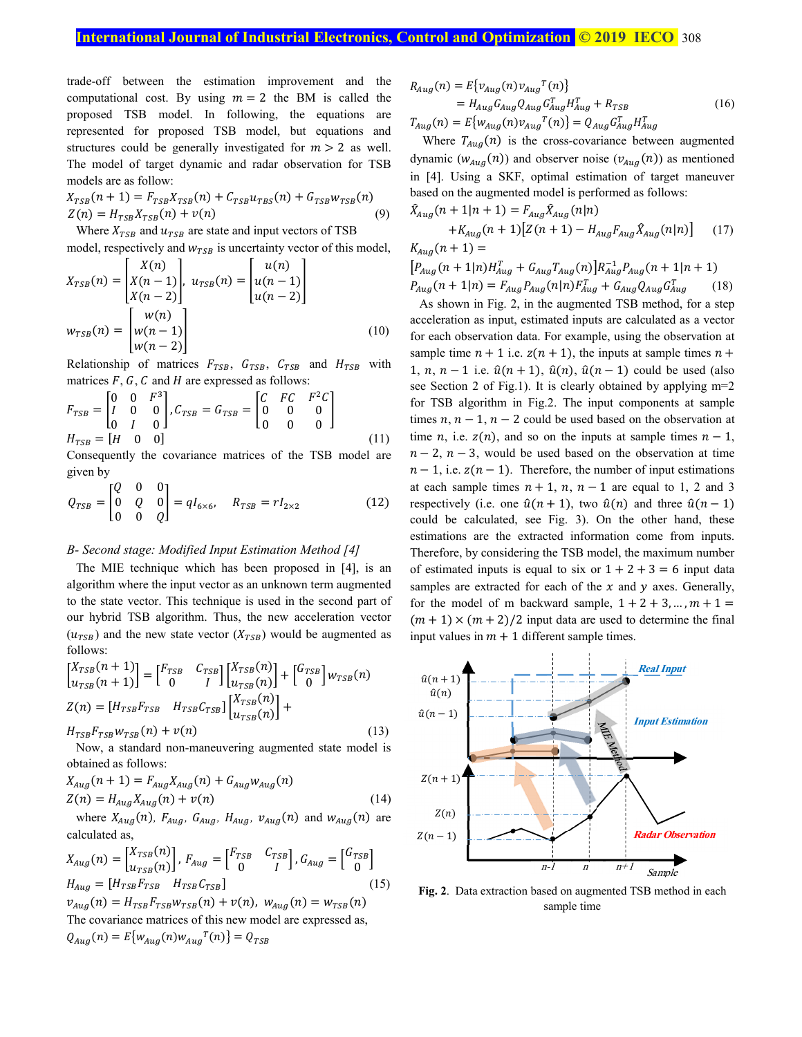trade-off between the estimation improvement and the computational cost. By using $m = 2$ the BM is called the proposed TSB model. In following, the equations are represented for proposed TSB model, but equations and structures could be generally investigated for $m > 2$ as well. The model of target dynamic and radar observation for TSB models are as follow:

$$X_{TSB}(n+1) = F_{TSB}X_{TSB}(n) + C_{TSB}u_{TBS}(n) + G_{TSB}w_{TSB}(n)$$
$$Z(n) = H_{TSB}X_{TSB}(n) + v(n) \tag{9}$$

Where $X_{TSB}$ and $u_{TSB}$ are state and input vectors of TSB model, respectively and $w_{TSB}$ is uncertainty vector of this model,

$$X_{TSB}(n) = \begin{bmatrix} X(n) \\ X(n-1) \\ X(n-2) \end{bmatrix},\ u_{TSB}(n) = \begin{bmatrix} u(n) \\ u(n-1) \\ u(n-2) \end{bmatrix}$$
$$w_{TSB}(n) = \begin{bmatrix} w(n) \\ w(n-1) \\ w(n-2) \end{bmatrix} \tag{10}$$

Relationship of matrices $F_{TSB}$, $G_{TSB}$, $C_{TSB}$ and $H_{TSB}$ with matrices $F, G, C$ and $H$ are expressed as follows:

$$F_{TSB} = \begin{bmatrix} 0 & 0 & F^3 \\ I & 0 & 0 \\ 0 & I & 0 \end{bmatrix}, C_{TSB} = G_{TSB} = \begin{bmatrix} C & FC & F^2C \\ 0 & 0 & 0 \\ 0 & 0 & 0 \end{bmatrix}$$
$$H_{TSB} = [H \quad 0 \quad 0] \tag{11}$$

Consequently the covariance matrices of the TSB model are given by

$$Q_{TSB} = \begin{bmatrix} Q & 0 & 0 \\ 0 & Q & 0 \\ 0 & 0 & Q \end{bmatrix} = qI_{6\times6},\quad R_{TSB} = rI_{2\times2} \tag{12}$$

*B- Second stage: Modified Input Estimation Method [4]*

The MIE technique which has been proposed in [4], is an algorithm where the input vector as an unknown term augmented to the state vector. This technique is used in the second part of our hybrid TSB algorithm. Thus, the new acceleration vector ($u_{TSB}$) and the new state vector ($X_{TSB}$) would be augmented as follows:

$$\begin{bmatrix} X_{TSB}(n+1) \\ u_{TSB}(n+1) \end{bmatrix} = \begin{bmatrix} F_{TSB} & C_{TSB} \\ 0 & I \end{bmatrix}\begin{bmatrix} X_{TSB}(n) \\ u_{TSB}(n) \end{bmatrix} + \begin{bmatrix} G_{TSB} \\ 0 \end{bmatrix} w_{TSB}(n)$$
$$Z(n) = [H_{TSB}F_{TSB} \quad H_{TSB}C_{TSB}]\begin{bmatrix} X_{TSB}(n) \\ u_{TSB}(n) \end{bmatrix} +$$
$$H_{TSB}F_{TSB}w_{TSB}(n) + v(n) \tag{13}$$

Now, a standard non-maneuvering augmented state model is obtained as follows:

$$X_{Aug}(n+1) = F_{Aug}X_{Aug}(n) + G_{Aug}w_{Aug}(n)$$
$$Z(n) = H_{Aug}X_{Aug}(n) + v(n) \tag{14}$$

where $X_{Aug}(n)$, $F_{Aug}$, $G_{Aug}$, $H_{Aug}$, $v_{Aug}(n)$ and $w_{Aug}(n)$ are calculated as,

$$X_{Aug}(n) = \begin{bmatrix} X_{TSB}(n) \\ u_{TSB}(n) \end{bmatrix},\ F_{Aug} = \begin{bmatrix} F_{TSB} & C_{TSB} \\ 0 & I \end{bmatrix}, G_{Aug} = \begin{bmatrix} G_{TSB} \\ 0 \end{bmatrix}$$
$$H_{Aug} = [H_{TSB}F_{TSB} \quad H_{TSB}C_{TSB}] \tag{15}$$
$$v_{Aug}(n) = H_{TSB}F_{TSB}w_{TSB}(n) + v(n),\ w_{Aug}(n) = w_{TSB}(n)$$

The covariance matrices of this new model are expressed as,

$$Q_{Aug}(n) = E\{w_{Aug}(n){w_{Aug}}^T(n)\} = Q_{TSB}$$
$$R_{Aug}(n) = E\{v_{Aug}(n){v_{Aug}}^T(n)\}$$
$$= H_{Aug}G_{Aug}Q_{Aug}G_{Aug}^T H_{Aug}^T + R_{TSB} \tag{16}$$
$$T_{Aug}(n) = E\{w_{Aug}(n){v_{Aug}}^T(n)\} = Q_{Aug}G_{Aug}^T H_{Aug}^T$$

Where $T_{Aug}(n)$ is the cross-covariance between augmented dynamic ($w_{Aug}(n)$) and observer noise ($v_{Aug}(n)$) as mentioned in [4]. Using a SKF, optimal estimation of target maneuver based on the augmented model is performed as follows:

$$\hat{X}_{Aug}(n+1|n+1) = F_{Aug}\hat{X}_{Aug}(n|n)$$
$$+K_{Aug}(n+1)[Z(n+1) - H_{Aug}F_{Aug}\hat{X}_{Aug}(n|n)] \tag{17}$$
$$K_{Aug}(n+1) =$$
$$[P_{Aug}(n+1|n)H_{Aug}^T + G_{Aug}T_{Aug}(n)]R_{Aug}^{-1}P_{Aug}(n+1|n+1)$$
$$P_{Aug}(n+1|n) = F_{Aug}P_{Aug}(n|n)F_{Aug}^T + G_{Aug}Q_{Aug}G_{Aug}^T \tag{18}$$

As shown in Fig. 2, in the augmented TSB method, for a step acceleration as input, estimated inputs are calculated as a vector for each observation data. For example, using the observation at sample time $n+1$ i.e. $z(n+1)$, the inputs at sample times $n+1$, $n$, $n-1$ i.e. $\hat{u}(n+1)$, $\hat{u}(n)$, $\hat{u}(n-1)$ could be used (also see Section 2 of Fig.1). It is clearly obtained by applying m=2 for TSB algorithm in Fig.2. The input components at sample times $n$, $n-1$, $n-2$ could be used based on the observation at time $n$, i.e. $z(n)$, and so on the inputs at sample times $n-1$, $n-2$, $n-3$, would be used based on the observation at time $n-1$, i.e. $z(n-1)$. Therefore, the number of input estimations at each sample times $n+1$, $n$, $n-1$ are equal to 1, 2 and 3 respectively (i.e. one $\hat{u}(n+1)$, two $\hat{u}(n)$ and three $\hat{u}(n-1)$ could be calculated, see Fig. 3). On the other hand, these estimations are the extracted information come from inputs. Therefore, by considering the TSB model, the maximum number of estimated inputs is equal to six or $1+2+3 = 6$ input data samples are extracted for each of the $x$ and $y$ axes. Generally, for the model of m backward sample, $1+2+3, \ldots, m+1 = (m+1)\times(m+2)/2$ input data are used to determine the final input values in $m+1$ different sample times.

**Fig. 2.** Data extraction based on augmented TSB method in each sample time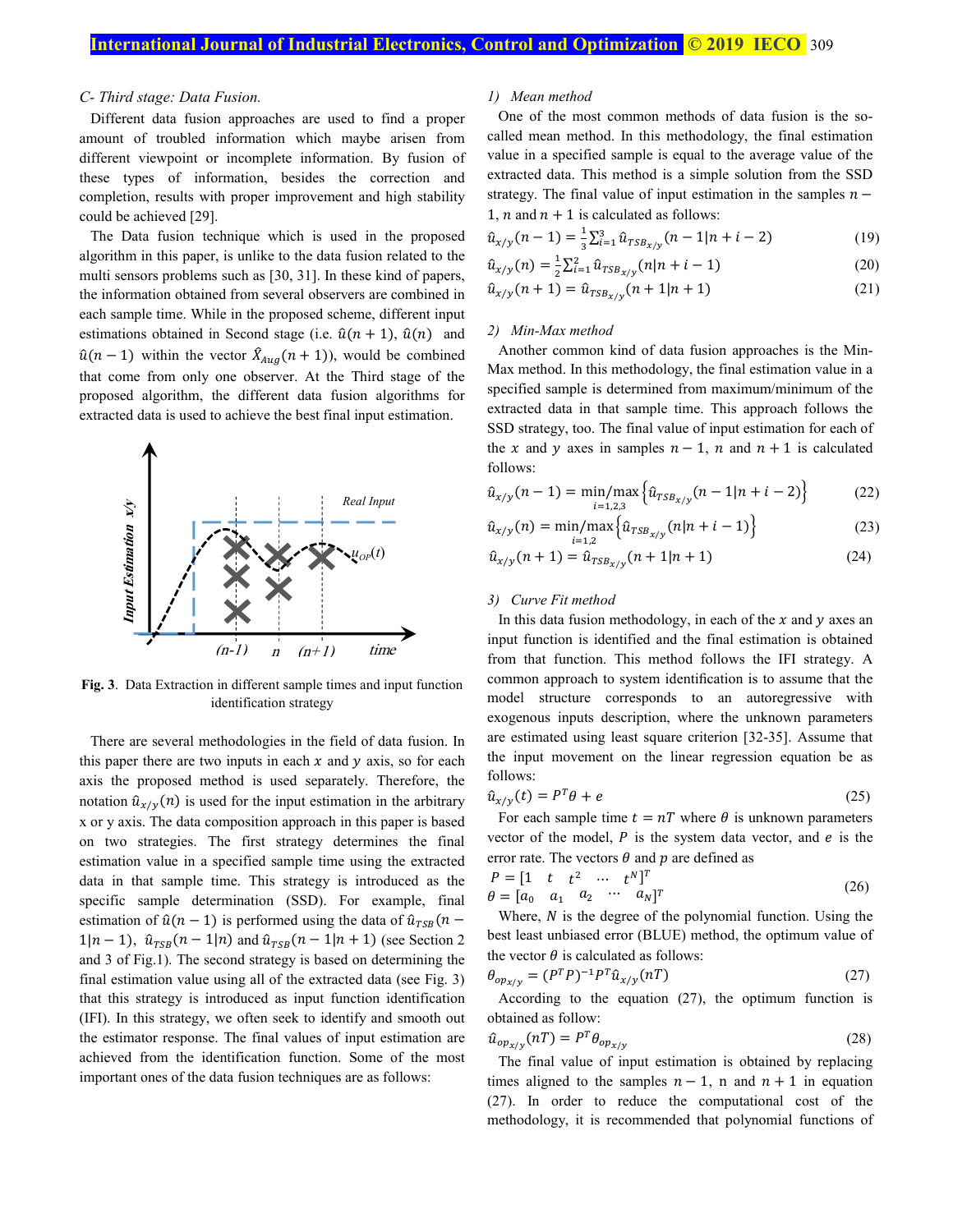### C- Third stage: Data Fusion.

Different data fusion approaches are used to find a proper amount of troubled information which maybe arisen from different viewpoint or incomplete information. By fusion of these types of information, besides the correction and completion, results with proper improvement and high stability could be achieved [29].

The Data fusion technique which is used in the proposed algorithm in this paper, is unlike to the data fusion related to the multi sensors problems such as [30, 31]. In these kind of papers, the information obtained from several observers are combined in each sample time. While in the proposed scheme, different input estimations obtained in Second stage (i.e. $\hat{u}(n+1)$, $\hat{u}(n)$ and $\hat{u}(n-1)$ within the vector $\hat{X}_{Aug}(n+1)$), would be combined that come from only one observer. At the Third stage of the proposed algorithm, the different data fusion algorithms for extracted data is used to achieve the best final input estimation.

**Fig. 3**. Data Extraction in different sample times and input function identification strategy

There are several methodologies in the field of data fusion. In this paper there are two inputs in each $x$ and $y$ axis, so for each axis the proposed method is used separately. Therefore, the notation $\hat{u}_{x/y}(n)$ is used for the input estimation in the arbitrary x or y axis. The data composition approach in this paper is based on two strategies. The first strategy determines the final estimation value in a specified sample time using the extracted data in that sample time. This strategy is introduced as the specific sample determination (SSD). For example, final estimation of $\hat{u}(n-1)$ is performed using the data of $\hat{u}_{TSB}(n-1|n-1)$, $\hat{u}_{TSB}(n-1|n)$ and $\hat{u}_{TSB}(n-1|n+1)$ (see Section 2 and 3 of Fig.1). The second strategy is based on determining the final estimation value using all of the extracted data (see Fig. 3) that this strategy is introduced as input function identification (IFI). In this strategy, we often seek to identify and smooth out the estimator response. The final values of input estimation are achieved from the identification function. Some of the most important ones of the data fusion techniques are as follows:

#### 1) Mean method

One of the most common methods of data fusion is the so-called mean method. In this methodology, the final estimation value in a specified sample is equal to the average value of the extracted data. This method is a simple solution from the SSD strategy. The final value of input estimation in the samples $n-1$, $n$ and $n+1$ is calculated as follows:

$$\hat{u}_{x/y}(n-1) = \frac{1}{3}\sum_{i=1}^{3}\hat{u}_{TSB_{x/y}}(n-1|n+i-2) \tag{19}$$

$$\hat{u}_{x/y}(n) = \frac{1}{2}\sum_{i=1}^{2}\hat{u}_{TSB_{x/y}}(n|n+i-1) \tag{20}$$

$$\hat{u}_{x/y}(n+1) = \hat{u}_{TSB_{x/y}}(n+1|n+1) \tag{21}$$

#### 2) Min-Max method

Another common kind of data fusion approaches is the Min-Max method. In this methodology, the final estimation value in a specified sample is determined from maximum/minimum of the extracted data in that sample time. This approach follows the SSD strategy, too. The final value of input estimation for each of the $x$ and $y$ axes in samples $n-1$, $n$ and $n+1$ is calculated follows:

$$\hat{u}_{x/y}(n-1) = \min_{i=1,2,3}/\max\left\{\hat{u}_{TSB_{x/y}}(n-1|n+i-2)\right\} \tag{22}$$

$$\hat{u}_{x/y}(n) = \min_{i=1,2}/\max\left\{\hat{u}_{TSB_{x/y}}(n|n+i-1)\right\} \tag{23}$$

$$\hat{u}_{x/y}(n+1) = \hat{u}_{TSB_{x/y}}(n+1|n+1) \tag{24}$$

#### 3) Curve Fit method

In this data fusion methodology, in each of the $x$ and $y$ axes an input function is identified and the final estimation is obtained from that function. This method follows the IFI strategy. A common approach to system identification is to assume that the model structure corresponds to an autoregressive with exogenous inputs description, where the unknown parameters are estimated using least square criterion [32-35]. Assume that the input movement on the linear regression equation be as follows:

$$\hat{u}_{x/y}(t) = P^T\theta + e \tag{25}$$

For each sample time $t = nT$ where $\theta$ is unknown parameters vector of the model, $P$ is the system data vector, and $e$ is the error rate. The vectors $\theta$ and $p$ are defined as

$$\begin{aligned} P &= [1 \quad t \quad t^2 \quad \cdots \quad t^N]^T \\ \theta &= [a_0 \quad a_1 \quad a_2 \quad \cdots \quad a_N]^T \end{aligned} \tag{26}$$

Where, $N$ is the degree of the polynomial function. Using the best least unbiased error (BLUE) method, the optimum value of the vector $\theta$ is calculated as follows:

$$\theta_{op_{x/y}} = (P^TP)^{-1}P^T\hat{u}_{x/y}(nT) \tag{27}$$

According to the equation (27), the optimum function is obtained as follow:

$$\hat{u}_{op_{x/y}}(nT) = P^T\theta_{op_{x/y}} \tag{28}$$

The final value of input estimation is obtained by replacing times aligned to the samples $n-1$, n and $n+1$ in equation (27). In order to reduce the computational cost of the methodology, it is recommended that polynomial functions of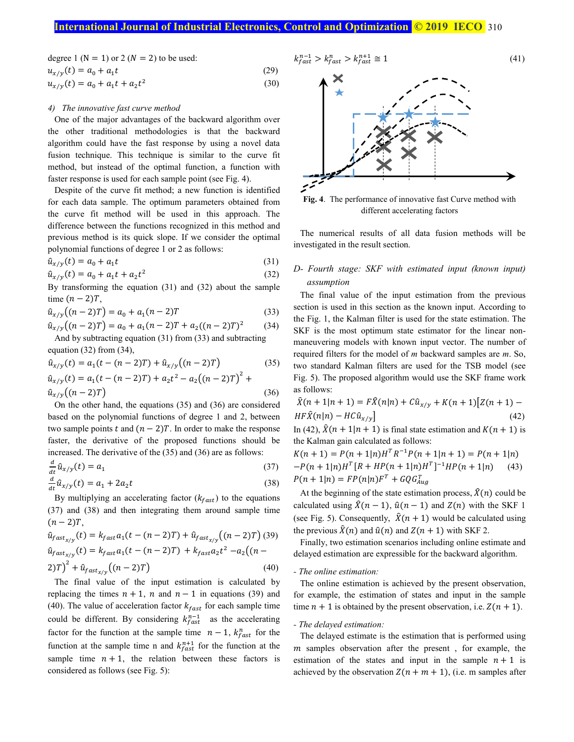degree 1 ($N = 1$) or 2 ($N = 2$) to be used:

$$u_{x/y}(t) = a_0 + a_1 t \quad (29)$$

$$u_{x/y}(t) = a_0 + a_1 t + a_2 t^2 \quad (30)$$

#### 4) The innovative fast curve method

One of the major advantages of the backward algorithm over the other traditional methodologies is that the backward algorithm could have the fast response by using a novel data fusion technique. This technique is similar to the curve fit method, but instead of the optimal function, a function with faster response is used for each sample point (see Fig. 4).

Despite of the curve fit method; a new function is identified for each data sample. The optimum parameters obtained from the curve fit method will be used in this approach. The difference between the functions recognized in this method and previous method is its quick slope. If we consider the optimal polynomial functions of degree 1 or 2 as follows:

$$\hat{u}_{x/y}(t) = a_0 + a_1 t \quad (31)$$

$$\hat{u}_{x/y}(t) = a_0 + a_1 t + a_2 t^2 \quad (32)$$

By transforming the equation (31) and (32) about the sample time $(n-2)T$,

$$\hat{u}_{x/y}((n-2)T) = a_0 + a_1(n-2)T \quad (33)$$

$$\hat{u}_{x/y}((n-2)T) = a_0 + a_1(n-2)T + a_2((n-2)T)^2 \quad (34)$$

And by subtracting equation (31) from (33) and subtracting equation (32) from (34),

$$\hat{u}_{x/y}(t) = a_1(t-(n-2)T) + \hat{u}_{x/y}((n-2)T) \quad (35)$$

$$\hat{u}_{x/y}(t) = a_1(t-(n-2)T) + a_2 t^2 - a_2((n-2)T)^2 + \hat{u}_{x/y}((n-2)T) \quad (36)$$

On the other hand, the equations (35) and (36) are considered based on the polynomial functions of degree 1 and 2, between two sample points $t$ and $(n-2)T$. In order to make the response faster, the derivative of the proposed functions should be increased. The derivative of the (35) and (36) are as follows:

$$\frac{d}{dt}\hat{u}_{x/y}(t) = a_1 \quad (37)$$

$$\frac{d}{dt}\hat{u}_{x/y}(t) = a_1 + 2a_2 t \quad (38)$$

By multiplying an accelerating factor ($k_{fast}$) to the equations (37) and (38) and then integrating them around sample time $(n-2)T$,

$$\hat{u}_{fast_{x/y}}(t) = k_{fast} a_1(t-(n-2)T) + \hat{u}_{fast_{x/y}}((n-2)T) \quad (39)$$

$$\hat{u}_{fast_{x/y}}(t) = k_{fast} a_1(t-(n-2)T) + k_{fast} a_2 t^2 - a_2((n-2)T)^2 + \hat{u}_{fast_{x/y}}((n-2)T) \quad (40)$$

The final value of the input estimation is calculated by replacing the times $n+1$, $n$ and $n-1$ in equations (39) and (40). The value of acceleration factor $k_{fast}$ for each sample time could be different. By considering $k_{fast}^{n-1}$ as the accelerating factor for the function at the sample time $n-1$, $k_{fast}^{n}$ for the function at the sample time n and $k_{fast}^{n+1}$ for the function at the sample time $n+1$, the relation between these factors is considered as follows (see Fig. 5):

$$k_{fast}^{n-1} > k_{fast}^{n} > k_{fast}^{n+1} \cong 1 \quad (41)$$

**Fig. 4**. The performance of innovative fast Curve method with different accelerating factors

The numerical results of all data fusion methods will be investigated in the result section.

### D- Fourth stage: SKF with estimated input (known input) assumption

The final value of the input estimation from the previous section is used in this section as the known input. According to the Fig. 1, the Kalman filter is used for the state estimation. The SKF is the most optimum state estimator for the linear non-maneuvering models with known input vector. The number of required filters for the model of *m* backward samples are *m*. So, two standard Kalman filters are used for the TSB model (see Fig. 5). The proposed algorithm would use the SKF frame work as follows:

$$\hat{X}(n+1|n+1) = F\hat{X}(n|n) + C\hat{u}_{x/y} + K(n+1)\left[Z(n+1) - HF\hat{X}(n|n) - HC\hat{u}_{x/y}\right] \quad (42)$$

In (42), $\hat{X}(n+1|n+1)$ is final state estimation and $K(n+1)$ is the Kalman gain calculated as follows:

$$K(n+1) = P(n+1|n)H^T R^{-1} P(n+1|n+1) = P(n+1|n) - P(n+1|n)H^T\left[R + HP(n+1|n)H^T\right]^{-1} HP(n+1|n) \quad (43)$$

$$P(n+1|n) = FP(n|n)F^T + GQG_{Aug}^T$$

At the beginning of the state estimation process, $\hat{X}(n)$ could be calculated using $\hat{X}(n-1)$, $\hat{u}(n-1)$ and $Z(n)$ with the SKF 1 (see Fig. 5). Consequently, $\hat{X}(n+1)$ would be calculated using the previous $\hat{X}(n)$ and $\hat{u}(n)$ and $Z(n+1)$ with SKF 2.

Finally, two estimation scenarios including online estimate and delayed estimation are expressible for the backward algorithm.

*- The online estimation:*

The online estimation is achieved by the present observation, for example, the estimation of states and input in the sample time $n+1$ is obtained by the present observation, i.e. $Z(n+1)$.

*- The delayed estimation:*

The delayed estimate is the estimation that is performed using *m* samples observation after the present , for example, the estimation of the states and input in the sample $n+1$ is achieved by the observation $Z(n+m+1)$, (i.e. m samples after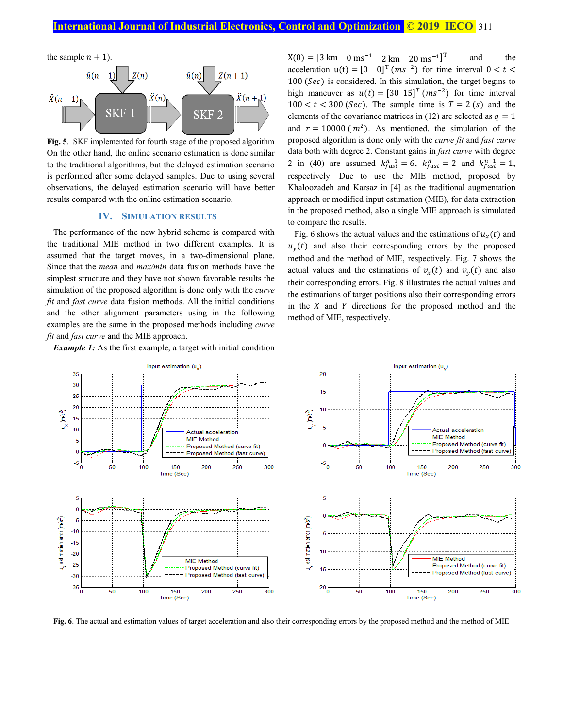the sample $n + 1$).

Fig. 5. SKF implemented for fourth stage of the proposed algorithm

On the other hand, the online scenario estimation is done similar to the traditional algorithms, but the delayed estimation scenario is performed after some delayed samples. Due to using several observations, the delayed estimation scenario will have better results compared with the online estimation scenario.

## IV. Simulation Results

The performance of the new hybrid scheme is compared with the traditional MIE method in two different examples. It is assumed that the target moves, in a two-dimensional plane. Since that the *mean* and *max/min* data fusion methods have the simplest structure and they have not shown favorable results the simulation of the proposed algorithm is done only with the *curve fit* and *fast curve* data fusion methods. All the initial conditions and the other alignment parameters using in the following examples are the same in the proposed methods including *curve fit* and *fast curve* and the MIE approach.

***Example 1:*** As the first example, a target with initial condition $X(0) = [3\text{ km} \quad 0\text{ ms}^{-1} \quad 2\text{ km} \quad 20\text{ ms}^{-1}]^T$ and the acceleration $u(t) = [0 \quad 0]^T\,(ms^{-2})$ for time interval $0 < t < 100\ (Sec)$ is considered. In this simulation, the target begins to high maneuver as $u(t) = [30 \ \ 15]^T\,(ms^{-2})$ for time interval $100 < t < 300\ (Sec)$. The sample time is $T = 2\ (s)$ and the elements of the covariance matrices in (12) are selected as $q = 1$ and $r = 10000\ (m^2)$. As mentioned, the simulation of the proposed algorithm is done only with the *curve fit* and *fast curve* data both with degree 2. Constant gains in *fast curve* with degree 2 in (40) are assumed $k_{fast}^{n-1} = 6$, $k_{fast}^{n} = 2$ and $k_{fast}^{n+1} = 1$, respectively. Due to use the MIE method, proposed by Khaloozadeh and Karsaz in [4] as the traditional augmentation approach or modified input estimation (MIE), for data extraction in the proposed method, also a single MIE approach is simulated to compare the results.

Fig. 6 shows the actual values and the estimations of $u_x(t)$ and $u_y(t)$ and also their corresponding errors by the proposed method and the method of MIE, respectively. Fig. 7 shows the actual values and the estimations of $v_x(t)$ and $v_y(t)$ and also their corresponding errors. Fig. 8 illustrates the actual values and the estimations of target positions also their corresponding errors in the $X$ and $Y$ directions for the proposed method and the method of MIE, respectively.

**Fig. 6**. The actual and estimation values of target acceleration and also their corresponding errors by the proposed method and the method of MIE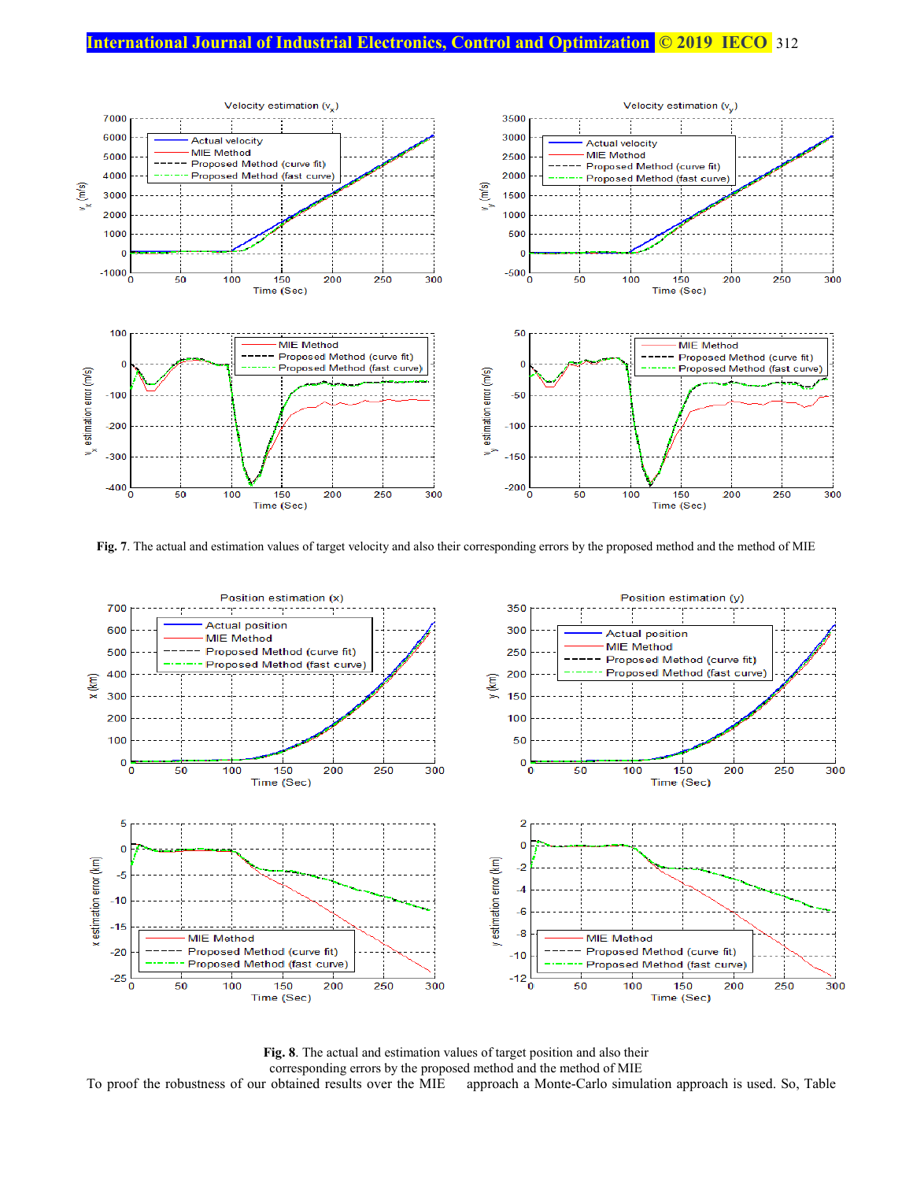**Fig. 7**. The actual and estimation values of target velocity and also their corresponding errors by the proposed method and the method of MIE

**Fig. 8**. The actual and estimation values of target position and also their corresponding errors by the proposed method and the method of MIE

To proof the robustness of our obtained results over the MIE approach a Monte-Carlo simulation approach is used. So, Table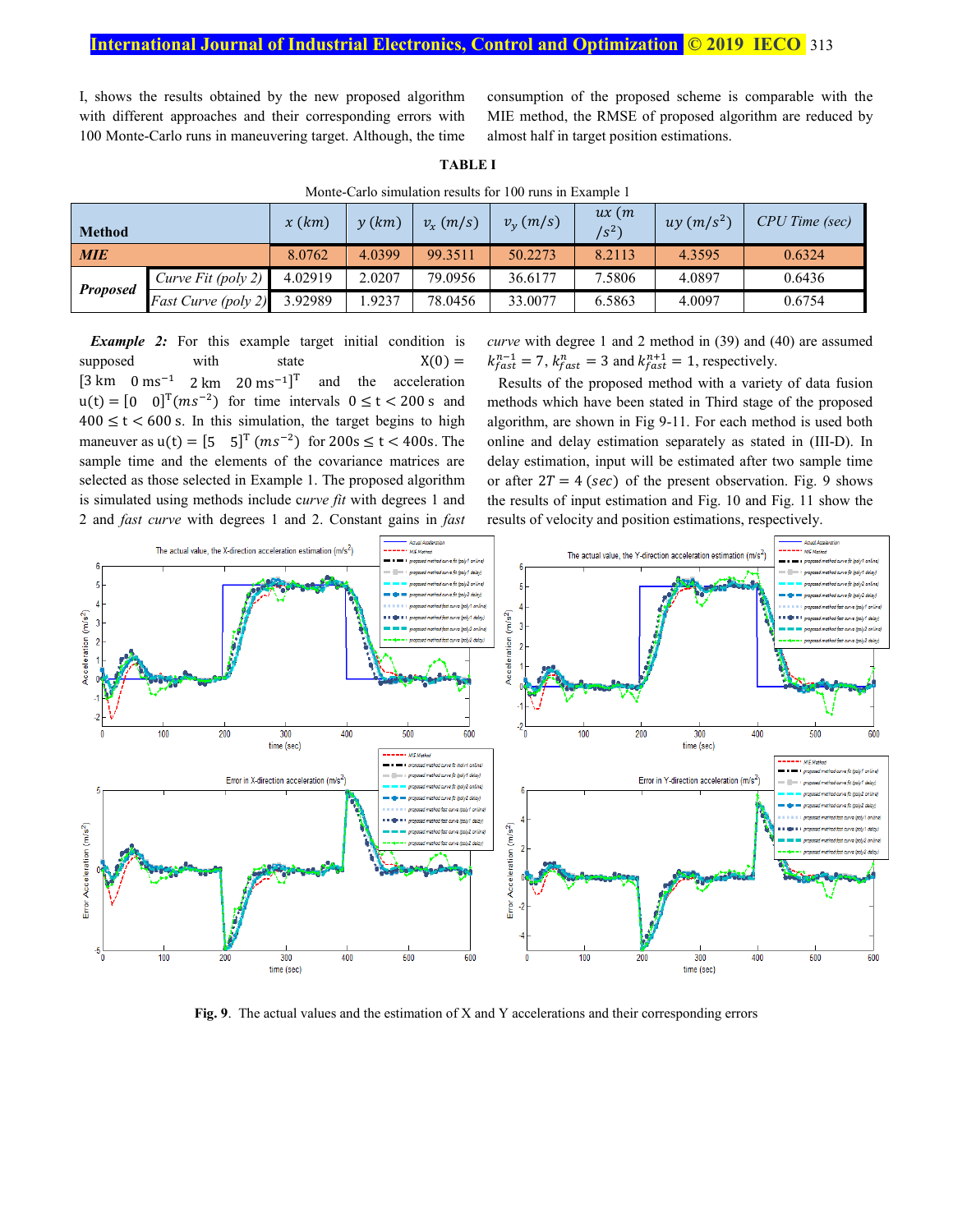I, shows the results obtained by the new proposed algorithm with different approaches and their corresponding errors with 100 Monte-Carlo runs in maneuvering target. Although, the time consumption of the proposed scheme is comparable with the MIE method, the RMSE of proposed algorithm are reduced by almost half in target position estimations.

**TABLE I**

Monte-Carlo simulation results for 100 runs in Example 1

| Method | | $x\ (km)$ | $y\ (km)$ | $v_x\ (m/s)$ | $v_y\ (m/s)$ | $ux\ (m/s^2)$ | $uy\ (m/s^2)$ | *CPU Time (sec)* |
|---|---|---|---|---|---|---|---|---|
| ***MIE*** | | 8.0762 | 4.0399 | 99.3511 | 50.2273 | 8.2113 | 4.3595 | 0.6324 |
| ***Proposed*** | *Curve Fit (poly 2)* | 4.02919 | 2.0207 | 79.0956 | 36.6177 | 7.5806 | 4.0897 | 0.6436 |
| | *Fast Curve (poly 2)* | 3.92989 | 1.9237 | 78.0456 | 33.0077 | 6.5863 | 4.0097 | 0.6754 |

***Example 2:*** For this example target initial condition is supposed with state $X(0) = [3\text{ km} \quad 0\text{ ms}^{-1} \quad 2\text{ km} \quad 20\text{ ms}^{-1}]^{T}$ and the acceleration $u(t) = [0 \quad 0]^{T}(ms^{-2})$ for time intervals $0 \le t < 200$ s and $400 \le t < 600$ s. In this simulation, the target begins to high maneuver as $u(t) = [5 \quad 5]^{T}\ (ms^{-2})$ for $200s \le t < 400s$. The sample time and the elements of the covariance matrices are selected as those selected in Example 1. The proposed algorithm is simulated using methods include *curve fit* with degrees 1 and 2 and *fast curve* with degrees 1 and 2. Constant gains in *fast curve* with degree 1 and 2 method in (39) and (40) are assumed $k_{fast}^{n-1} = 7$, $k_{fast}^{n} = 3$ and $k_{fast}^{n+1} = 1$, respectively.

Results of the proposed method with a variety of data fusion methods which have been stated in Third stage of the proposed algorithm, are shown in Fig 9-11. For each method is used both online and delay estimation separately as stated in (III-D). In delay estimation, input will be estimated after two sample time or after $2T = 4\ (sec)$ of the present observation. Fig. 9 shows the results of input estimation and Fig. 10 and Fig. 11 show the results of velocity and position estimations, respectively.

**Fig. 9**. The actual values and the estimation of X and Y accelerations and their corresponding errors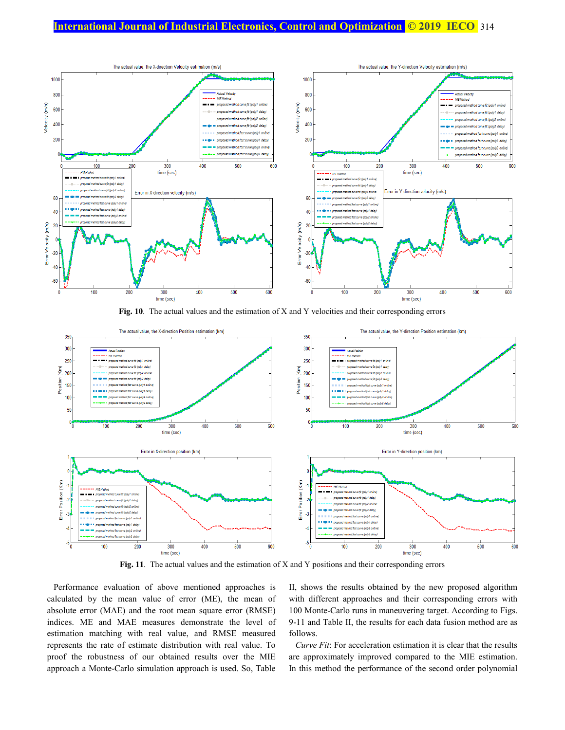**Fig. 10**. The actual values and the estimation of X and Y velocities and their corresponding errors

**Fig. 11**. The actual values and the estimation of X and Y positions and their corresponding errors

Performance evaluation of above mentioned approaches is calculated by the mean value of error (ME), the mean of absolute error (MAE) and the root mean square error (RMSE) indices. ME and MAE measures demonstrate the level of estimation matching with real value, and RMSE measured represents the rate of estimate distribution with real value. To proof the robustness of our obtained results over the MIE approach a Monte-Carlo simulation approach is used. So, Table II, shows the results obtained by the new proposed algorithm with different approaches and their corresponding errors with 100 Monte-Carlo runs in maneuvering target. According to Figs. 9-11 and Table II, the results for each data fusion method are as follows.

*Curve Fit*: For acceleration estimation it is clear that the results are approximately improved compared to the MIE estimation. In this method the performance of the second order polynomial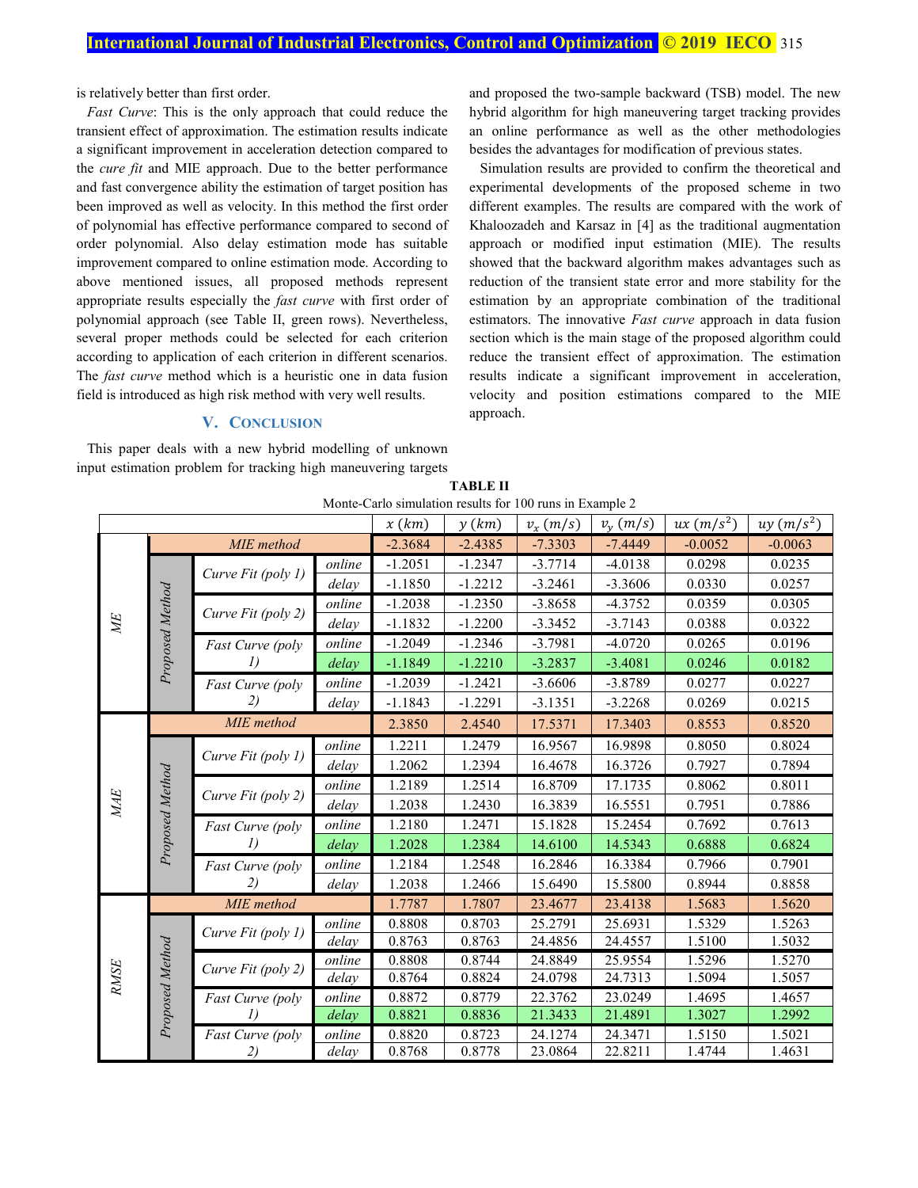is relatively better than first order.

*Fast Curve*: This is the only approach that could reduce the transient effect of approximation. The estimation results indicate a significant improvement in acceleration detection compared to the *cure fit* and MIE approach. Due to the better performance and fast convergence ability the estimation of target position has been improved as well as velocity. In this method the first order of polynomial has effective performance compared to second of order polynomial. Also delay estimation mode has suitable improvement compared to online estimation mode. According to above mentioned issues, all proposed methods represent appropriate results especially the *fast curve* with first order of polynomial approach (see Table II, green rows). Nevertheless, several proper methods could be selected for each criterion according to application of each criterion in different scenarios. The *fast curve* method which is a heuristic one in data fusion field is introduced as high risk method with very well results.

## V. Conclusion

This paper deals with a new hybrid modelling of unknown input estimation problem for tracking high maneuvering targets and proposed the two-sample backward (TSB) model. The new hybrid algorithm for high maneuvering target tracking provides an online performance as well as the other methodologies besides the advantages for modification of previous states.

Simulation results are provided to confirm the theoretical and experimental developments of the proposed scheme in two different examples. The results are compared with the work of Khaloozadeh and Karsaz in [4] as the traditional augmentation approach or modified input estimation (MIE). The results showed that the backward algorithm makes advantages such as reduction of the transient state error and more stability for the estimation by an appropriate combination of the traditional estimators. The innovative *Fast curve* approach in data fusion section which is the main stage of the proposed algorithm could reduce the transient effect of approximation. The estimation results indicate a significant improvement in acceleration, velocity and position estimations compared to the MIE approach.

**TABLE II**

Monte-Carlo simulation results for 100 runs in Example 2

| | | | | $x\ (km)$ | $y\ (km)$ | $v_x\ (m/s)$ | $v_y\ (m/s)$ | $ux\ (m/s^2)$ | $uy\ (m/s^2)$ |
|---|---|---|---|---|---|---|---|---|---|
| *ME* | *MIE method* | | | -2.3684 | -2.4385 | -7.3303 | -7.4449 | -0.0052 | -0.0063 |
| | *Proposed Method* | *Curve Fit (poly 1)* | *online* | -1.2051 | -1.2347 | -3.7714 | -4.0138 | 0.0298 | 0.0235 |
| | | | *delay* | -1.1850 | -1.2212 | -3.2461 | -3.3606 | 0.0330 | 0.0257 |
| | | *Curve Fit (poly 2)* | *online* | -1.2038 | -1.2350 | -3.8658 | -4.3752 | 0.0359 | 0.0305 |
| | | | *delay* | -1.1832 | -1.2200 | -3.3452 | -3.7143 | 0.0388 | 0.0322 |
| | | *Fast Curve (poly 1)* | *online* | -1.2049 | -1.2346 | -3.7981 | -4.0720 | 0.0265 | 0.0196 |
| | | | *delay* | -1.1849 | -1.2210 | -3.2837 | -3.4081 | 0.0246 | 0.0182 |
| | | *Fast Curve (poly 2)* | *online* | -1.2039 | -1.2421 | -3.6606 | -3.8789 | 0.0277 | 0.0227 |
| | | | *delay* | -1.1843 | -1.2291 | -3.1351 | -3.2268 | 0.0269 | 0.0215 |
| *MAE* | *MIE method* | | | 2.3850 | 2.4540 | 17.5371 | 17.3403 | 0.8553 | 0.8520 |
| | *Proposed Method* | *Curve Fit (poly 1)* | *online* | 1.2211 | 1.2479 | 16.9567 | 16.9898 | 0.8050 | 0.8024 |
| | | | *delay* | 1.2062 | 1.2394 | 16.4678 | 16.3726 | 0.7927 | 0.7894 |
| | | *Curve Fit (poly 2)* | *online* | 1.2189 | 1.2514 | 16.8709 | 17.1735 | 0.8062 | 0.8011 |
| | | | *delay* | 1.2038 | 1.2430 | 16.3839 | 16.5551 | 0.7951 | 0.7886 |
| | | *Fast Curve (poly 1)* | *online* | 1.2180 | 1.2471 | 15.1828 | 15.2454 | 0.7692 | 0.7613 |
| | | | *delay* | 1.2028 | 1.2384 | 14.6100 | 14.5343 | 0.6888 | 0.6824 |
| | | *Fast Curve (poly 2)* | *online* | 1.2184 | 1.2548 | 16.2846 | 16.3384 | 0.7966 | 0.7901 |
| | | | *delay* | 1.2038 | 1.2466 | 15.6490 | 15.5800 | 0.8944 | 0.8858 |
| *RMSE* | *MIE method* | | | 1.7787 | 1.7807 | 23.4677 | 23.4138 | 1.5683 | 1.5620 |
| | *Proposed Method* | *Curve Fit (poly 1)* | *online* | 0.8808 | 0.8703 | 25.2791 | 25.6931 | 1.5329 | 1.5263 |
| | | | *delay* | 0.8763 | 0.8763 | 24.4856 | 24.4557 | 1.5100 | 1.5032 |
| | | *Curve Fit (poly 2)* | *online* | 0.8808 | 0.8744 | 24.8849 | 25.9554 | 1.5296 | 1.5270 |
| | | | *delay* | 0.8764 | 0.8824 | 24.0798 | 24.7313 | 1.5094 | 1.5057 |
| | | *Fast Curve (poly 1)* | *online* | 0.8872 | 0.8779 | 22.3762 | 23.0249 | 1.4695 | 1.4657 |
| | | | *delay* | 0.8821 | 0.8836 | 21.3433 | 21.4891 | 1.3027 | 1.2992 |
| | | *Fast Curve (poly 2)* | *online* | 0.8820 | 0.8723 | 24.1274 | 24.3471 | 1.5150 | 1.5021 |
| | | | *delay* | 0.8768 | 0.8778 | 23.0864 | 22.8211 | 1.4744 | 1.4631 |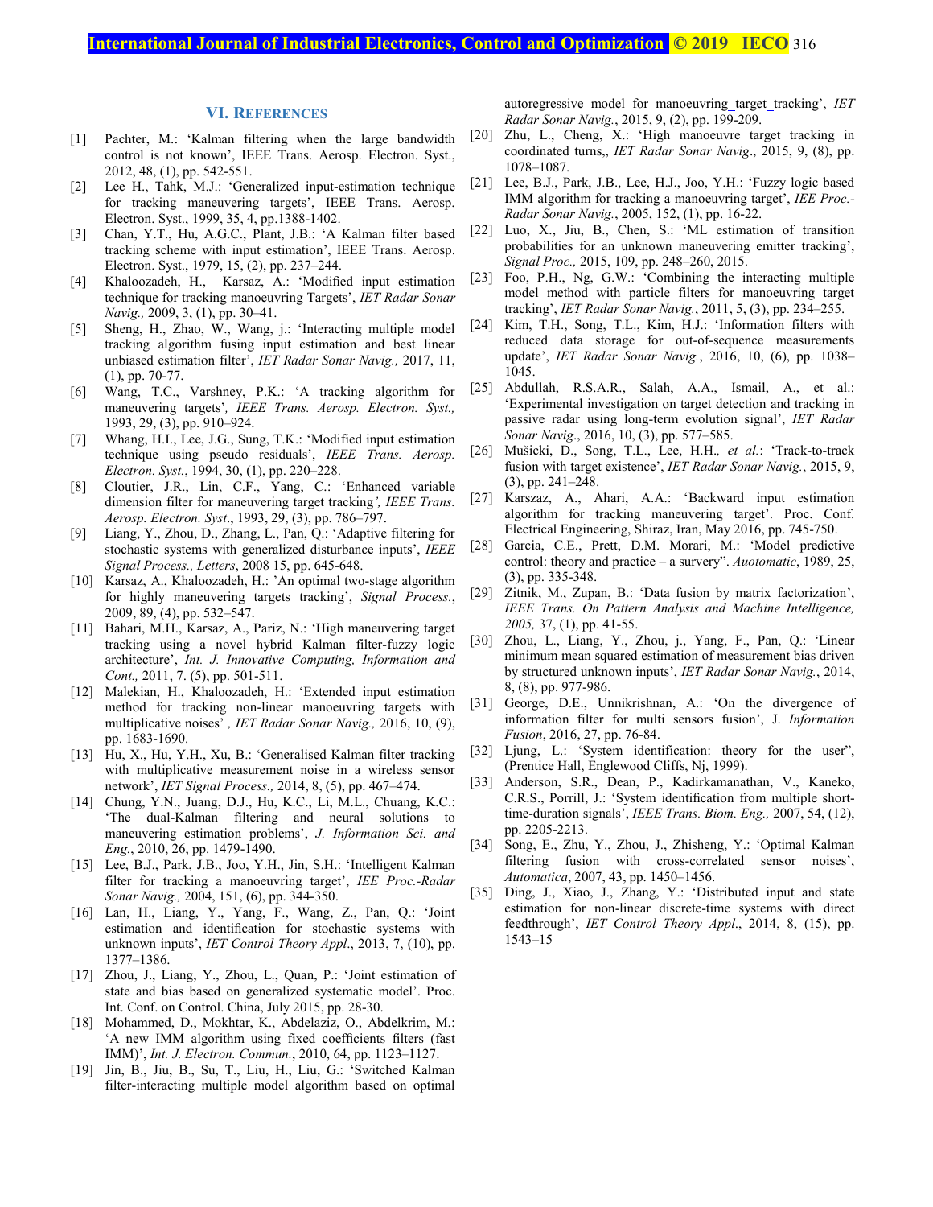## VI. References

[1] Pachter, M.: 'Kalman filtering when the large bandwidth control is not known', IEEE Trans. Aerosp. Electron. Syst., 2012, 48, (1), pp. 542-551.

[2] Lee H., Tahk, M.J.: 'Generalized input-estimation technique for tracking maneuvering targets', IEEE Trans. Aerosp. Electron. Syst., 1999, 35, 4, pp.1388-1402.

[3] Chan, Y.T., Hu, A.G.C., Plant, J.B.: 'A Kalman filter based tracking scheme with input estimation', IEEE Trans. Aerosp. Electron. Syst., 1979, 15, (2), pp. 237–244.

[4] Khaloozadeh, H., Karsaz, A.: 'Modified input estimation technique for tracking manoeuvring Targets', *IET Radar Sonar Navig.,* 2009, 3, (1), pp. 30–41.

[5] Sheng, H., Zhao, W., Wang, j.: 'Interacting multiple model tracking algorithm fusing input estimation and best linear unbiased estimation filter', *IET Radar Sonar Navig.,* 2017, 11, (1), pp. 70-77.

[6] Wang, T.C., Varshney, P.K.: 'A tracking algorithm for maneuvering targets'*, IEEE Trans. Aerosp. Electron. Syst.,* 1993, 29, (3), pp. 910–924.

[7] Whang, H.I., Lee, J.G., Sung, T.K.: 'Modified input estimation technique using pseudo residuals', *IEEE Trans. Aerosp. Electron. Syst.*, 1994, 30, (1), pp. 220–228.

[8] Cloutier, J.R., Lin, C.F., Yang, C.: 'Enhanced variable dimension filter for maneuvering target tracking*', IEEE Trans. Aerosp. Electron. Syst*., 1993, 29, (3), pp. 786–797.

[9] Liang, Y., Zhou, D., Zhang, L., Pan, Q.: 'Adaptive filtering for stochastic systems with generalized disturbance inputs', *IEEE Signal Process., Letters*, 2008 15, pp. 645-648.

[10] Karsaz, A., Khaloozadeh, H.: 'An optimal two-stage algorithm for highly maneuvering targets tracking', *Signal Process.*, 2009, 89, (4), pp. 532–547.

[11] Bahari, M.H., Karsaz, A., Pariz, N.: 'High maneuvering target tracking using a novel hybrid Kalman filter-fuzzy logic architecture', *Int. J. Innovative Computing, Information and Cont.,* 2011, 7. (5), pp. 501-511.

[12] Malekian, H., Khaloozadeh, H.: 'Extended input estimation method for tracking non-linear manoeuvring targets with multiplicative noises' *, IET Radar Sonar Navig.,* 2016, 10, (9), pp. 1683-1690.

[13] Hu, X., Hu, Y.H., Xu, B.: 'Generalised Kalman filter tracking with multiplicative measurement noise in a wireless sensor network', *IET Signal Process.,* 2014, 8, (5), pp. 467–474.

[14] Chung, Y.N., Juang, D.J., Hu, K.C., Li, M.L., Chuang, K.C.: 'The dual-Kalman filtering and neural solutions to maneuvering estimation problems', *J. Information Sci. and Eng.*, 2010, 26, pp. 1479-1490.

[15] Lee, B.J., Park, J.B., Joo, Y.H., Jin, S.H.: 'Intelligent Kalman filter for tracking a manoeuvring target', *IEE Proc.-Radar Sonar Navig.,* 2004, 151, (6), pp. 344-350.

[16] Lan, H., Liang, Y., Yang, F., Wang, Z., Pan, Q.: 'Joint estimation and identification for stochastic systems with unknown inputs', *IET Control Theory Appl*., 2013, 7, (10), pp. 1377–1386.

[17] Zhou, J., Liang, Y., Zhou, L., Quan, P.: 'Joint estimation of state and bias based on generalized systematic model'. Proc. Int. Conf. on Control. China, July 2015, pp. 28-30.

[18] Mohammed, D., Mokhtar, K., Abdelaziz, O., Abdelkrim, M.: 'A new IMM algorithm using fixed coefficients filters (fast IMM)', *Int. J. Electron. Commun.*, 2010, 64, pp. 1123–1127.

[19] Jin, B., Jiu, B., Su, T., Liu, H., Liu, G.: 'Switched Kalman filter-interacting multiple model algorithm based on optimal autoregressive model for manoeuvring_target_tracking', *IET Radar Sonar Navig.*, 2015, 9, (2), pp. 199-209.

[20] Zhu, L., Cheng, X.: 'High manoeuvre target tracking in coordinated turns,, *IET Radar Sonar Navig*., 2015, 9, (8), pp. 1078–1087.

[21] Lee, B.J., Park, J.B., Lee, H.J., Joo, Y.H.: 'Fuzzy logic based IMM algorithm for tracking a manoeuvring target', *IEE Proc.-Radar Sonar Navig.*, 2005, 152, (1), pp. 16-22.

[22] Luo, X., Jiu, B., Chen, S.: 'ML estimation of transition probabilities for an unknown maneuvering emitter tracking', *Signal Proc.,* 2015, 109, pp. 248–260, 2015.

[23] Foo, P.H., Ng, G.W.: 'Combining the interacting multiple model method with particle filters for manoeuvring target tracking', *IET Radar Sonar Navig.*, 2011, 5, (3), pp. 234–255.

[24] Kim, T.H., Song, T.L., Kim, H.J.: 'Information filters with reduced data storage for out-of-sequence measurements update', *IET Radar Sonar Navig.*, 2016, 10, (6), pp. 1038–1045.

[25] Abdullah, R.S.A.R., Salah, A.A., Ismail, A., et al.: 'Experimental investigation on target detection and tracking in passive radar using long-term evolution signal', *IET Radar Sonar Navig*., 2016, 10, (3), pp. 577–585.

[26] Mušicki, D., Song, T.L., Lee, H.H.*, et al.*: 'Track-to-track fusion with target existence', *IET Radar Sonar Navig.*, 2015, 9, (3), pp. 241–248.

[27] Karszaz, A., Ahari, A.A.: 'Backward input estimation algorithm for tracking maneuvering target'. Proc. Conf. Electrical Engineering, Shiraz, Iran, May 2016, pp. 745-750.

[28] Garcia, C.E., Prett, D.M. Morari, M.: 'Model predictive control: theory and practice – a survery". *Auotomatic*, 1989, 25, (3), pp. 335-348.

[29] Zitnik, M., Zupan, B.: 'Data fusion by matrix factorization', *IEEE Trans. On Pattern Analysis and Machine Intelligence, 2005,* 37, (1), pp. 41-55.

[30] Zhou, L., Liang, Y., Zhou, j., Yang, F., Pan, Q.: 'Linear minimum mean squared estimation of measurement bias driven by structured unknown inputs', *IET Radar Sonar Navig.*, 2014, 8, (8), pp. 977-986.

[31] George, D.E., Unnikrishnan, A.: 'On the divergence of information filter for multi sensors fusion', J. *Information Fusion*, 2016, 27, pp. 76-84.

[32] Ljung, L.: 'System identification: theory for the user", (Prentice Hall, Englewood Cliffs, Nj, 1999).

[33] Anderson, S.R., Dean, P., Kadirkamanathan, V., Kaneko, C.R.S., Porrill, J.: 'System identification from multiple short-time-duration signals', *IEEE Trans. Biom. Eng.,* 2007, 54, (12), pp. 2205-2213.

[34] Song, E., Zhu, Y., Zhou, J., Zhisheng, Y.: 'Optimal Kalman filtering fusion with cross-correlated sensor noises', *Automatica*, 2007, 43, pp. 1450–1456.

[35] Ding, J., Xiao, J., Zhang, Y.: 'Distributed input and state estimation for non-linear discrete-time systems with direct feedthrough', *IET Control Theory Appl*., 2014, 8, (15), pp. 1543–15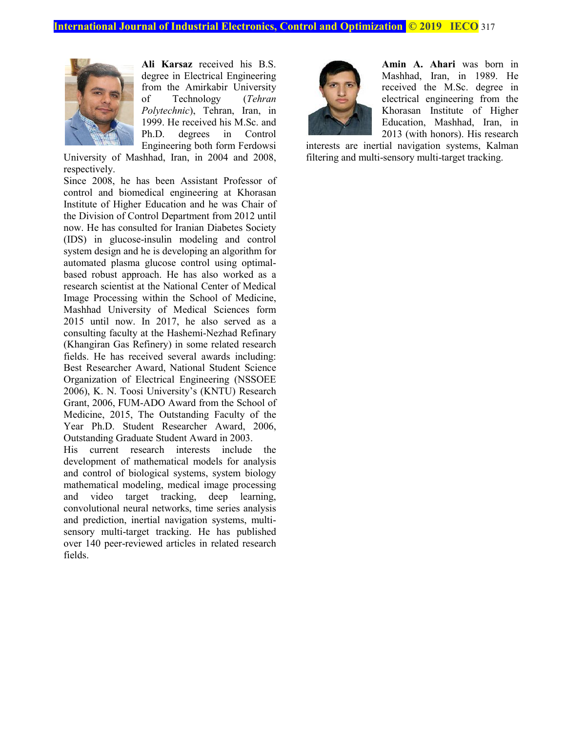**Ali Karsaz** received his B.S. degree in Electrical Engineering from the Amirkabir University of Technology (*Tehran Polytechnic*), Tehran, Iran, in 1999. He received his M.Sc. and Ph.D. degrees in Control Engineering both form Ferdowsi University of Mashhad, Iran, in 2004 and 2008, respectively.

Since 2008, he has been Assistant Professor of control and biomedical engineering at Khorasan Institute of Higher Education and he was Chair of the Division of Control Department from 2012 until now. He has consulted for Iranian Diabetes Society (IDS) in glucose-insulin modeling and control system design and he is developing an algorithm for automated plasma glucose control using optimal-based robust approach. He has also worked as a research scientist at the National Center of Medical Image Processing within the School of Medicine, Mashhad University of Medical Sciences form 2015 until now. In 2017, he also served as a consulting faculty at the Hashemi-Nezhad Refinary (Khangiran Gas Refinery) in some related research fields. He has received several awards including: Best Researcher Award, National Student Science Organization of Electrical Engineering (NSSOEE 2006), K. N. Toosi University's (KNTU) Research Grant, 2006, FUM-ADO Award from the School of Medicine, 2015, The Outstanding Faculty of the Year Ph.D. Student Researcher Award, 2006, Outstanding Graduate Student Award in 2003.

His current research interests include the development of mathematical models for analysis and control of biological systems, system biology mathematical modeling, medical image processing and video target tracking, deep learning, convolutional neural networks, time series analysis and prediction, inertial navigation systems, multi-sensory multi-target tracking. He has published over 140 peer-reviewed articles in related research fields.

**Amin A. Ahari** was born in Mashhad, Iran, in 1989. He received the M.Sc. degree in electrical engineering from the Khorasan Institute of Higher Education, Mashhad, Iran, in 2013 (with honors). His research interests are inertial navigation systems, Kalman filtering and multi-sensory multi-target tracking.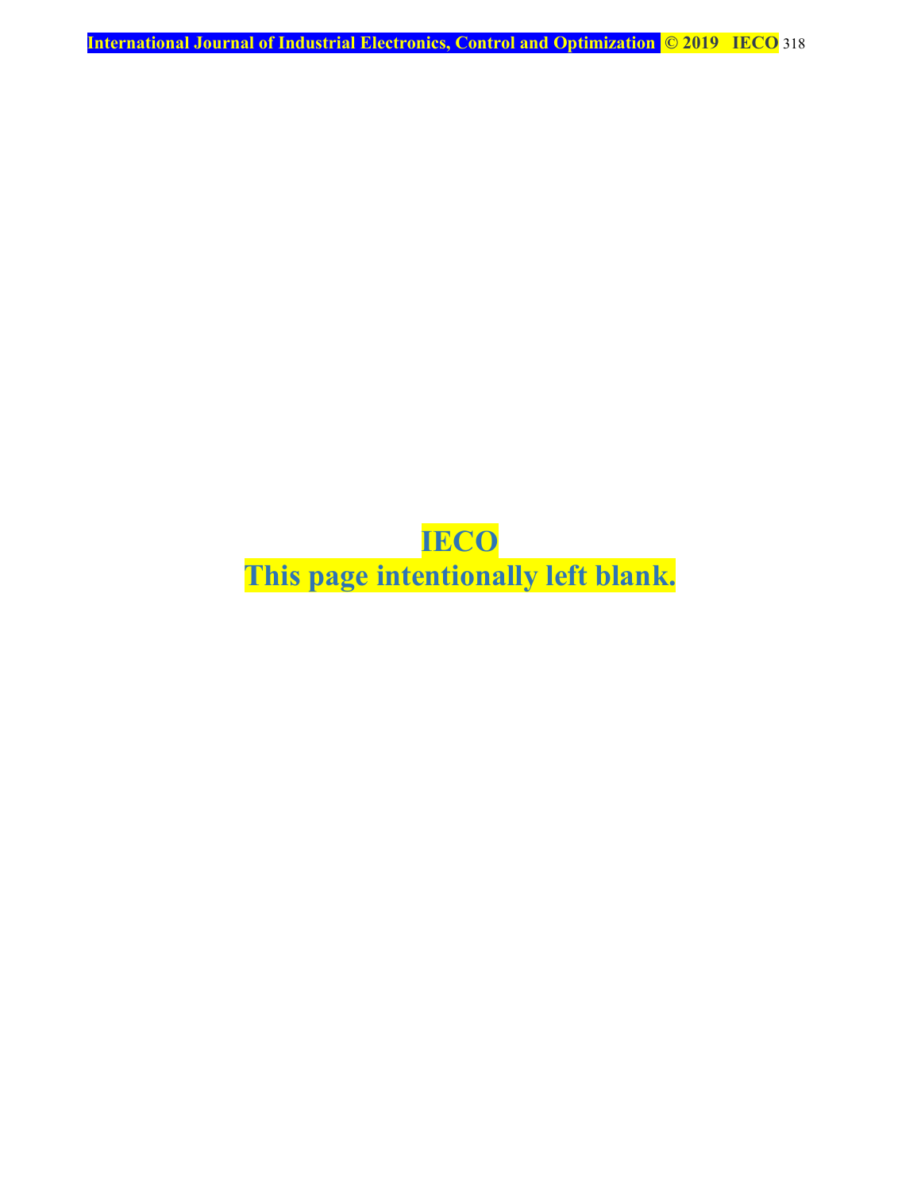**IECO**
**This page intentionally left blank.**